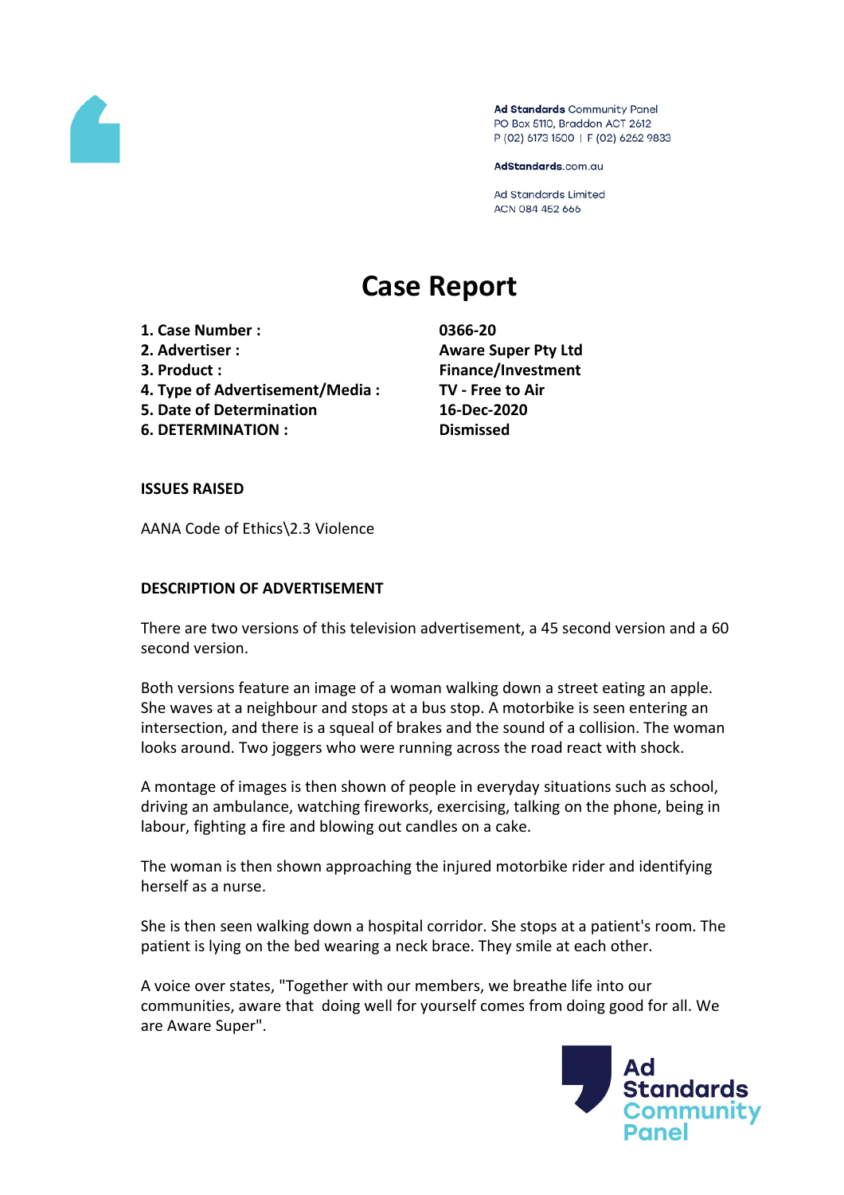Ad Standards Community Panel
PO Box 5110, Braddon ACT 2612
P (02) 6173 1500 | F (02) 6262 9833

AdStandards.com.au

Ad Standards Limited
ACN 084 452 666

# Case Report

| | |
|---|---|
| **1. Case Number :** | **0366-20** |
| **2. Advertiser :** | **Aware Super Pty Ltd** |
| **3. Product :** | **Finance/Investment** |
| **4. Type of Advertisement/Media :** | **TV - Free to Air** |
| **5. Date of Determination** | **16-Dec-2020** |
| **6. DETERMINATION :** | **Dismissed** |

**ISSUES RAISED**

AANA Code of Ethics\2.3 Violence

**DESCRIPTION OF ADVERTISEMENT**

There are two versions of this television advertisement, a 45 second version and a 60 second version.

Both versions feature an image of a woman walking down a street eating an apple. She waves at a neighbour and stops at a bus stop. A motorbike is seen entering an intersection, and there is a squeal of brakes and the sound of a collision. The woman looks around. Two joggers who were running across the road react with shock.

A montage of images is then shown of people in everyday situations such as school, driving an ambulance, watching fireworks, exercising, talking on the phone, being in labour, fighting a fire and blowing out candles on a cake.

The woman is then shown approaching the injured motorbike rider and identifying herself as a nurse.

She is then seen walking down a hospital corridor. She stops at a patient's room. The patient is lying on the bed wearing a neck brace. They smile at each other.

A voice over states, "Together with our members, we breathe life into our communities, aware that doing well for yourself comes from doing good for all. We are Aware Super".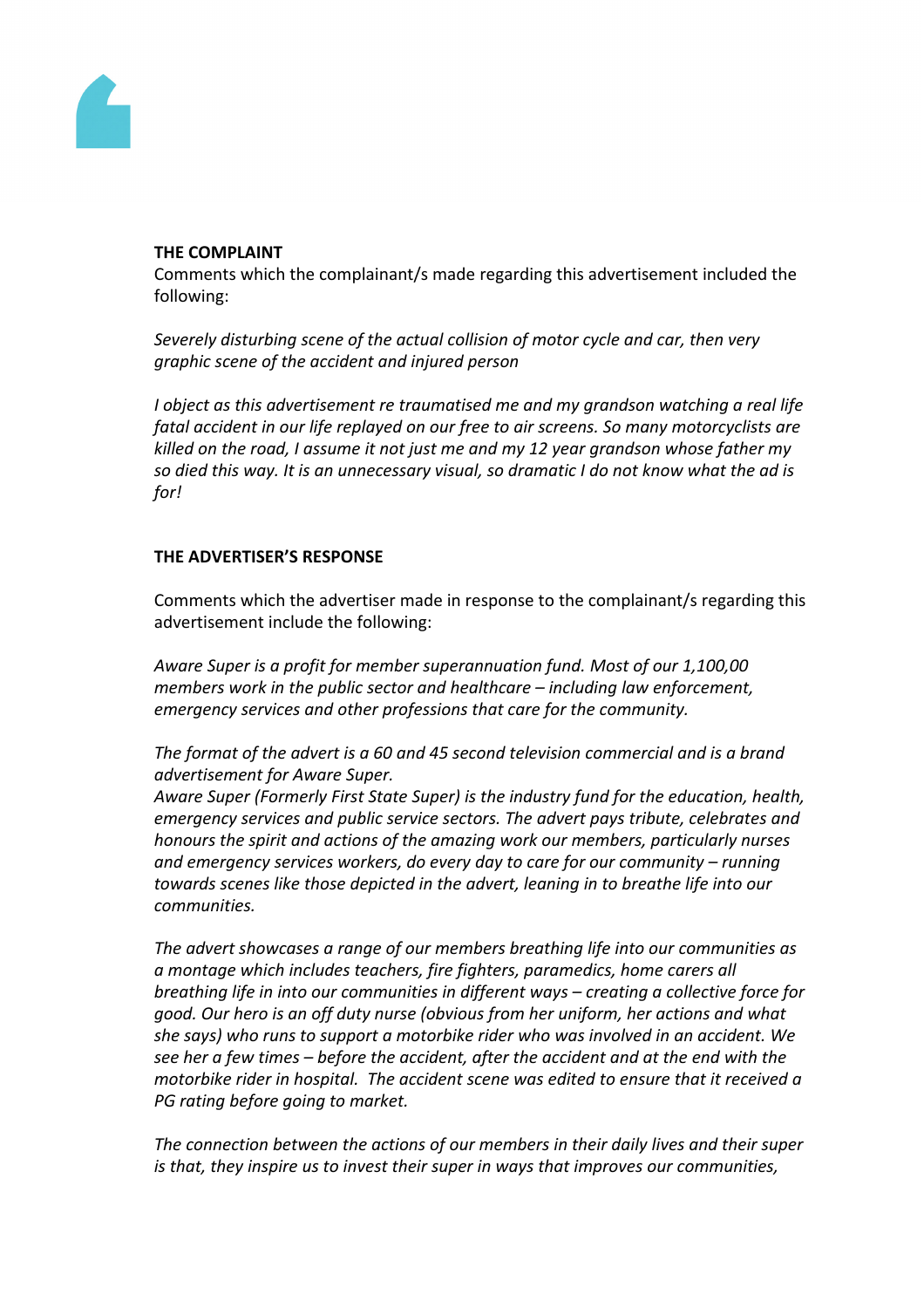**THE COMPLAINT**

Comments which the complainant/s made regarding this advertisement included the following:

*Severely disturbing scene of the actual collision of motor cycle and car, then very graphic scene of the accident and injured person*

*I object as this advertisement re traumatised me and my grandson watching a real life fatal accident in our life replayed on our free to air screens. So many motorcyclists are killed on the road, I assume it not just me and my 12 year grandson whose father my so died this way. It is an unnecessary visual, so dramatic I do not know what the ad is for!*

**THE ADVERTISER'S RESPONSE**

Comments which the advertiser made in response to the complainant/s regarding this advertisement include the following:

*Aware Super is a profit for member superannuation fund. Most of our 1,100,00 members work in the public sector and healthcare – including law enforcement, emergency services and other professions that care for the community.*

*The format of the advert is a 60 and 45 second television commercial and is a brand advertisement for Aware Super.*
*Aware Super (Formerly First State Super) is the industry fund for the education, health, emergency services and public service sectors. The advert pays tribute, celebrates and honours the spirit and actions of the amazing work our members, particularly nurses and emergency services workers, do every day to care for our community – running towards scenes like those depicted in the advert, leaning in to breathe life into our communities.*

*The advert showcases a range of our members breathing life into our communities as a montage which includes teachers, fire fighters, paramedics, home carers all breathing life in into our communities in different ways – creating a collective force for good. Our hero is an off duty nurse (obvious from her uniform, her actions and what she says) who runs to support a motorbike rider who was involved in an accident. We see her a few times – before the accident, after the accident and at the end with the motorbike rider in hospital. The accident scene was edited to ensure that it received a PG rating before going to market.*

*The connection between the actions of our members in their daily lives and their super is that, they inspire us to invest their super in ways that improves our communities,*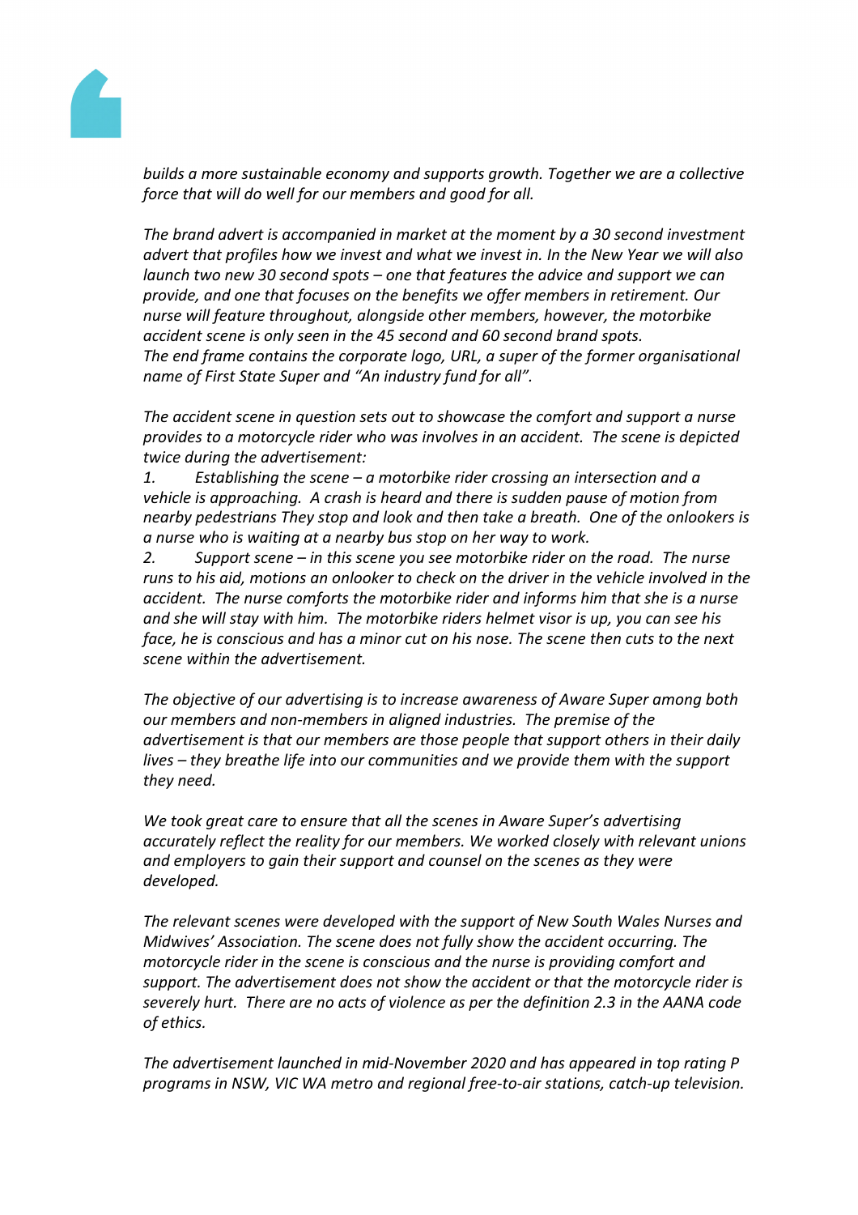*builds a more sustainable economy and supports growth. Together we are a collective force that will do well for our members and good for all.*

*The brand advert is accompanied in market at the moment by a 30 second investment advert that profiles how we invest and what we invest in. In the New Year we will also launch two new 30 second spots – one that features the advice and support we can provide, and one that focuses on the benefits we offer members in retirement. Our nurse will feature throughout, alongside other members, however, the motorbike accident scene is only seen in the 45 second and 60 second brand spots.*
*The end frame contains the corporate logo, URL, a super of the former organisational name of First State Super and "An industry fund for all".*

*The accident scene in question sets out to showcase the comfort and support a nurse provides to a motorcycle rider who was involves in an accident. The scene is depicted twice during the advertisement:*

1. *Establishing the scene – a motorbike rider crossing an intersection and a vehicle is approaching. A crash is heard and there is sudden pause of motion from nearby pedestrians They stop and look and then take a breath. One of the onlookers is a nurse who is waiting at a nearby bus stop on her way to work.*
2. *Support scene – in this scene you see motorbike rider on the road. The nurse runs to his aid, motions an onlooker to check on the driver in the vehicle involved in the accident. The nurse comforts the motorbike rider and informs him that she is a nurse and she will stay with him. The motorbike riders helmet visor is up, you can see his face, he is conscious and has a minor cut on his nose. The scene then cuts to the next scene within the advertisement.*

*The objective of our advertising is to increase awareness of Aware Super among both our members and non-members in aligned industries. The premise of the advertisement is that our members are those people that support others in their daily lives – they breathe life into our communities and we provide them with the support they need.*

*We took great care to ensure that all the scenes in Aware Super's advertising accurately reflect the reality for our members. We worked closely with relevant unions and employers to gain their support and counsel on the scenes as they were developed.*

*The relevant scenes were developed with the support of New South Wales Nurses and Midwives' Association. The scene does not fully show the accident occurring. The motorcycle rider in the scene is conscious and the nurse is providing comfort and support. The advertisement does not show the accident or that the motorcycle rider is severely hurt. There are no acts of violence as per the definition 2.3 in the AANA code of ethics.*

*The advertisement launched in mid-November 2020 and has appeared in top rating P programs in NSW, VIC WA metro and regional free-to-air stations, catch-up television.*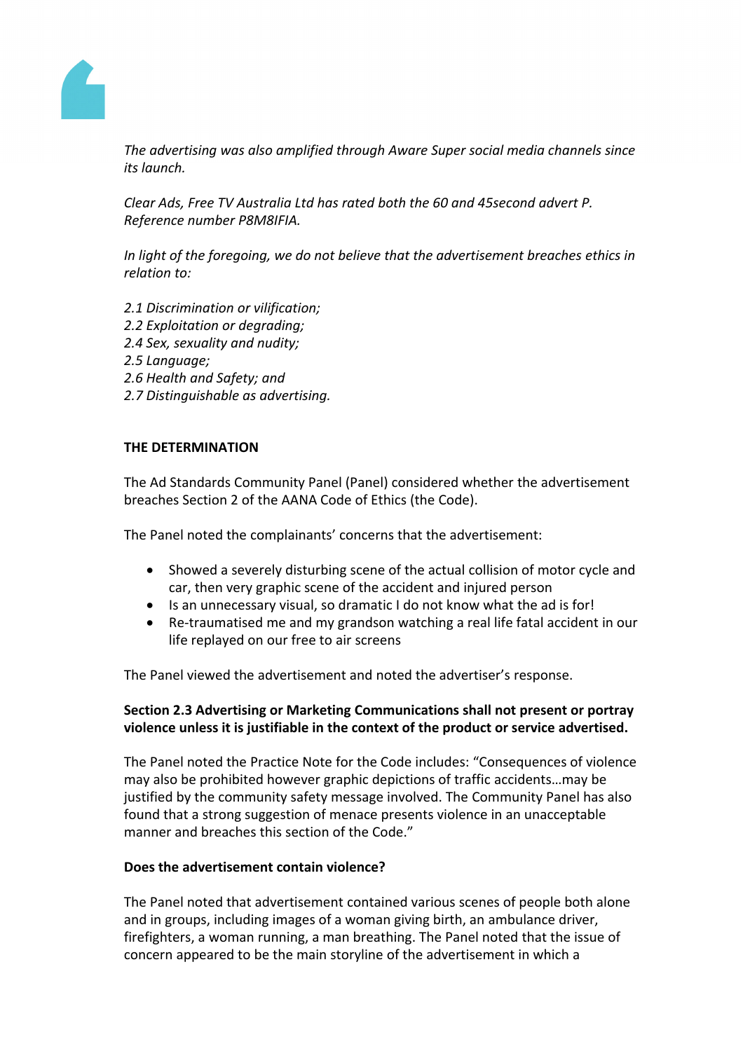*The advertising was also amplified through Aware Super social media channels since its launch.*

*Clear Ads, Free TV Australia Ltd has rated both the 60 and 45second advert P. Reference number P8M8IFIA.*

*In light of the foregoing, we do not believe that the advertisement breaches ethics in relation to:*

*2.1 Discrimination or vilification;*
*2.2 Exploitation or degrading;*
*2.4 Sex, sexuality and nudity;*
*2.5 Language;*
*2.6 Health and Safety; and*
*2.7 Distinguishable as advertising.*

**THE DETERMINATION**

The Ad Standards Community Panel (Panel) considered whether the advertisement breaches Section 2 of the AANA Code of Ethics (the Code).

The Panel noted the complainants' concerns that the advertisement:

- Showed a severely disturbing scene of the actual collision of motor cycle and car, then very graphic scene of the accident and injured person
- Is an unnecessary visual, so dramatic I do not know what the ad is for!
- Re-traumatised me and my grandson watching a real life fatal accident in our life replayed on our free to air screens

The Panel viewed the advertisement and noted the advertiser's response.

**Section 2.3 Advertising or Marketing Communications shall not present or portray violence unless it is justifiable in the context of the product or service advertised.**

The Panel noted the Practice Note for the Code includes: "Consequences of violence may also be prohibited however graphic depictions of traffic accidents…may be justified by the community safety message involved. The Community Panel has also found that a strong suggestion of menace presents violence in an unacceptable manner and breaches this section of the Code."

**Does the advertisement contain violence?**

The Panel noted that advertisement contained various scenes of people both alone and in groups, including images of a woman giving birth, an ambulance driver, firefighters, a woman running, a man breathing. The Panel noted that the issue of concern appeared to be the main storyline of the advertisement in which a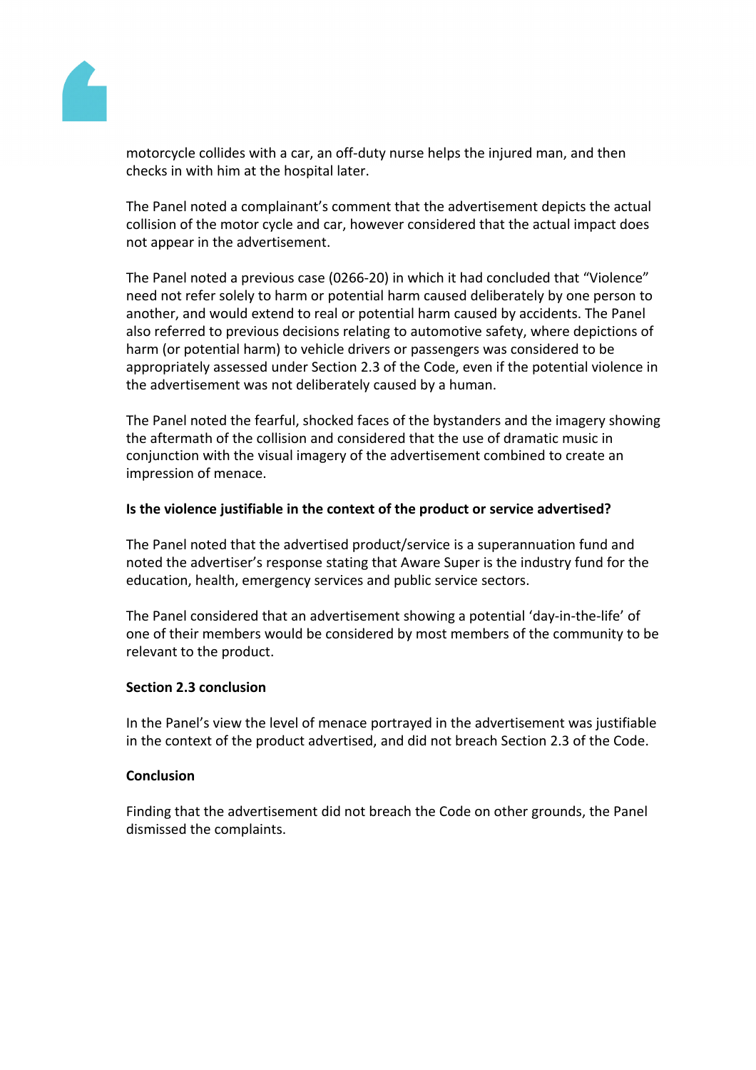motorcycle collides with a car, an off-duty nurse helps the injured man, and then checks in with him at the hospital later.

The Panel noted a complainant's comment that the advertisement depicts the actual collision of the motor cycle and car, however considered that the actual impact does not appear in the advertisement.

The Panel noted a previous case (0266-20) in which it had concluded that "Violence" need not refer solely to harm or potential harm caused deliberately by one person to another, and would extend to real or potential harm caused by accidents. The Panel also referred to previous decisions relating to automotive safety, where depictions of harm (or potential harm) to vehicle drivers or passengers was considered to be appropriately assessed under Section 2.3 of the Code, even if the potential violence in the advertisement was not deliberately caused by a human.

The Panel noted the fearful, shocked faces of the bystanders and the imagery showing the aftermath of the collision and considered that the use of dramatic music in conjunction with the visual imagery of the advertisement combined to create an impression of menace.

**Is the violence justifiable in the context of the product or service advertised?**

The Panel noted that the advertised product/service is a superannuation fund and noted the advertiser's response stating that Aware Super is the industry fund for the education, health, emergency services and public service sectors.

The Panel considered that an advertisement showing a potential 'day-in-the-life' of one of their members would be considered by most members of the community to be relevant to the product.

**Section 2.3 conclusion**

In the Panel's view the level of menace portrayed in the advertisement was justifiable in the context of the product advertised, and did not breach Section 2.3 of the Code.

**Conclusion**

Finding that the advertisement did not breach the Code on other grounds, the Panel dismissed the complaints.